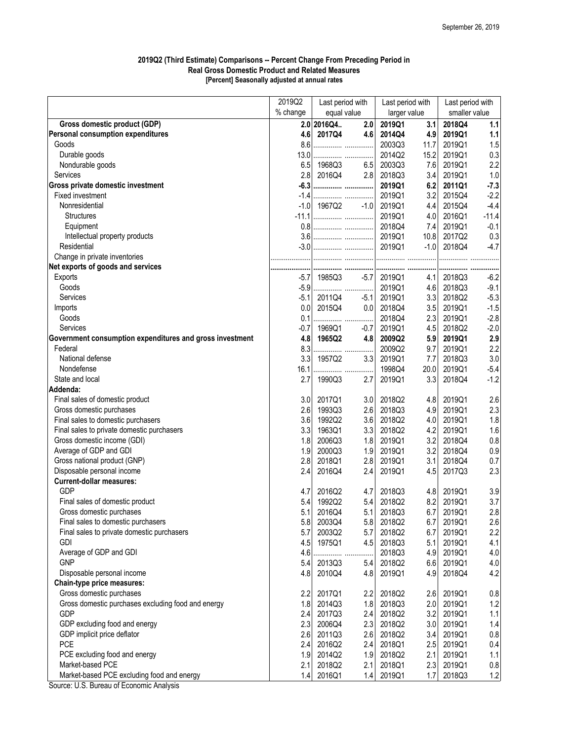September 26, 2019

**2019Q2 (Third Estimate) Comparisons -- Percent Change From Preceding Period in Real Gross Domestic Product and Related Measures**
**[Percent] Seasonally adjusted at annual rates**

| | 2019Q2 % change | Last period with equal value | | Last period with larger value | | Last period with smaller value | |
|---|---|---|---|---|---|---|---|
| **Gross domestic product (GDP)** | **2.0** | **2016Q4..** | **2.0** | **2019Q1** | **3.1** | **2018Q4** | **1.1** |
| **Personal consumption expenditures** | **4.6** | **2017Q4** | **4.6** | **2014Q4** | **4.9** | **2019Q1** | **1.1** |
| Goods | 8.6 | ............... | ............... | 2003Q3 | 11.7 | 2019Q1 | 1.5 |
| Durable goods | 13.0 | ............... | ............... | 2014Q2 | 15.2 | 2019Q1 | 0.3 |
| Nondurable goods | 6.5 | 1968Q3 | 6.5 | 2003Q3 | 7.6 | 2019Q1 | 2.2 |
| Services | 2.8 | 2016Q4 | 2.8 | 2018Q3 | 3.4 | 2019Q1 | 1.0 |
| **Gross private domestic investment** | **-6.3** | **...............** | **...............** | **2019Q1** | **6.2** | **2011Q1** | **-7.3** |
| Fixed investment | -1.4 | ............... | ............... | 2019Q1 | 3.2 | 2015Q4 | -2.2 |
| Nonresidential | -1.0 | 1967Q2 | -1.0 | 2019Q1 | 4.4 | 2015Q4 | -4.4 |
| Structures | -11.1 | ............... | ............... | 2019Q1 | 4.0 | 2016Q1 | -11.4 |
| Equipment | 0.8 | ............... | ............... | 2018Q4 | 7.4 | 2019Q1 | -0.1 |
| Intellectual property products | 3.6 | ............... | ............... | 2019Q1 | 10.8 | 2017Q2 | 0.3 |
| Residential | -3.0 | ............... | ............... | 2019Q1 | -1.0 | 2018Q4 | -4.7 |
| Change in private inventories | ............... | ............... | ............... | ............... | ............... | ............... | ............... |
| **Net exports of goods and services** | ............... | ............... | ............... | ............... | ............... | ............... | ............... |
| Exports | -5.7 | 1985Q3 | -5.7 | 2019Q1 | 4.1 | 2018Q3 | -6.2 |
| Goods | -5.9 | ............... | ............... | 2019Q1 | 4.6 | 2018Q3 | -9.1 |
| Services | -5.1 | 2011Q4 | -5.1 | 2019Q1 | 3.3 | 2018Q2 | -5.3 |
| Imports | 0.0 | 2015Q4 | 0.0 | 2018Q4 | 3.5 | 2019Q1 | -1.5 |
| Goods | 0.1 | ............... | ............... | 2018Q4 | 2.3 | 2019Q1 | -2.8 |
| Services | -0.7 | 1969Q1 | -0.7 | 2019Q1 | 4.5 | 2018Q2 | -2.0 |
| **Government consumption expenditures and gross investment** | **4.8** | **1965Q2** | **4.8** | **2009Q2** | **5.9** | **2019Q1** | **2.9** |
| Federal | 8.3 | ............... | ............... | 2009Q2 | 9.7 | 2019Q1 | 2.2 |
| National defense | 3.3 | 1957Q2 | 3.3 | 2019Q1 | 7.7 | 2018Q3 | 3.0 |
| Nondefense | 16.1 | ............... | ............... | 1998Q4 | 20.0 | 2019Q1 | -5.4 |
| State and local | 2.7 | 1990Q3 | 2.7 | 2019Q1 | 3.3 | 2018Q4 | -1.2 |
| **Addenda:** | | | | | | | |
| Final sales of domestic product | 3.0 | 2017Q1 | 3.0 | 2018Q2 | 4.8 | 2019Q1 | 2.6 |
| Gross domestic purchases | 2.6 | 1993Q3 | 2.6 | 2018Q3 | 4.9 | 2019Q1 | 2.3 |
| Final sales to domestic purchasers | 3.6 | 1992Q2 | 3.6 | 2018Q2 | 4.0 | 2019Q1 | 1.8 |
| Final sales to private domestic purchasers | 3.3 | 1963Q1 | 3.3 | 2018Q2 | 4.2 | 2019Q1 | 1.6 |
| Gross domestic income (GDI) | 1.8 | 2006Q3 | 1.8 | 2019Q1 | 3.2 | 2018Q4 | 0.8 |
| Average of GDP and GDI | 1.9 | 2000Q3 | 1.9 | 2019Q1 | 3.2 | 2018Q4 | 0.9 |
| Gross national product (GNP) | 2.8 | 2018Q1 | 2.8 | 2019Q1 | 3.1 | 2018Q4 | 0.7 |
| Disposable personal income | 2.4 | 2016Q4 | 2.4 | 2019Q1 | 4.5 | 2017Q3 | 2.3 |
| **Current-dollar measures:** | | | | | | | |
| GDP | 4.7 | 2016Q2 | 4.7 | 2018Q3 | 4.8 | 2019Q1 | 3.9 |
| Final sales of domestic product | 5.4 | 1992Q2 | 5.4 | 2018Q2 | 8.2 | 2019Q1 | 3.7 |
| Gross domestic purchases | 5.1 | 2016Q4 | 5.1 | 2018Q3 | 6.7 | 2019Q1 | 2.8 |
| Final sales to domestic purchasers | 5.8 | 2003Q4 | 5.8 | 2018Q2 | 6.7 | 2019Q1 | 2.6 |
| Final sales to private domestic purchasers | 5.7 | 2003Q2 | 5.7 | 2018Q2 | 6.7 | 2019Q1 | 2.2 |
| GDI | 4.5 | 1975Q1 | 4.5 | 2018Q3 | 5.1 | 2019Q1 | 4.1 |
| Average of GDP and GDI | 4.6 | ............... | ............... | 2018Q3 | 4.9 | 2019Q1 | 4.0 |
| GNP | 5.4 | 2013Q3 | 5.4 | 2018Q2 | 6.6 | 2019Q1 | 4.0 |
| Disposable personal income | 4.8 | 2010Q4 | 4.8 | 2019Q1 | 4.9 | 2018Q4 | 4.2 |
| **Chain-type price measures:** | | | | | | | |
| Gross domestic purchases | 2.2 | 2017Q1 | 2.2 | 2018Q2 | 2.6 | 2019Q1 | 0.8 |
| Gross domestic purchases excluding food and energy | 1.8 | 2014Q3 | 1.8 | 2018Q3 | 2.0 | 2019Q1 | 1.2 |
| GDP | 2.4 | 2017Q3 | 2.4 | 2018Q2 | 3.2 | 2019Q1 | 1.1 |
| GDP excluding food and energy | 2.3 | 2006Q4 | 2.3 | 2018Q2 | 3.0 | 2019Q1 | 1.4 |
| GDP implicit price deflator | 2.6 | 2011Q3 | 2.6 | 2018Q2 | 3.4 | 2019Q1 | 0.8 |
| PCE | 2.4 | 2016Q2 | 2.4 | 2018Q1 | 2.5 | 2019Q1 | 0.4 |
| PCE excluding food and energy | 1.9 | 2014Q2 | 1.9 | 2018Q2 | 2.1 | 2019Q1 | 1.1 |
| Market-based PCE | 2.1 | 2018Q2 | 2.1 | 2018Q1 | 2.3 | 2019Q1 | 0.8 |
| Market-based PCE excluding food and energy | 1.4 | 2016Q1 | 1.4 | 2019Q1 | 1.7 | 2018Q3 | 1.2 |

Source: U.S. Bureau of Economic Analysis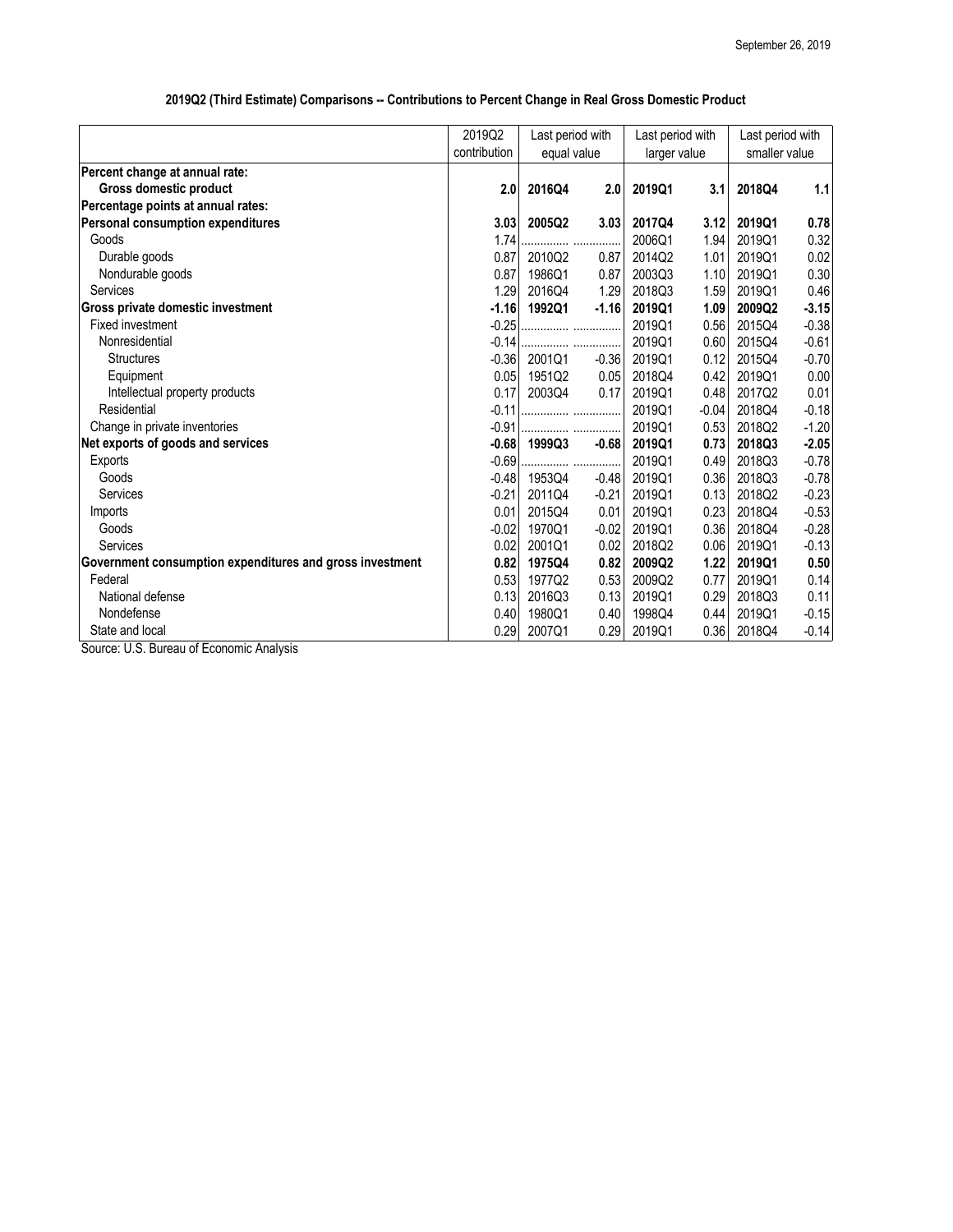September 26, 2019

## 2019Q2 (Third Estimate) Comparisons -- Contributions to Percent Change in Real Gross Domestic Product

| | 2019Q2 contribution | Last period with equal value | | Last period with larger value | | Last period with smaller value | |
|---|---|---|---|---|---|---|---|
| **Percent change at annual rate:** | | | | | | | |
| **Gross domestic product** | **2.0** | **2016Q4** | **2.0** | **2019Q1** | **3.1** | **2018Q4** | **1.1** |
| **Percentage points at annual rates:** | | | | | | | |
| **Personal consumption expenditures** | **3.03** | **2005Q2** | **3.03** | **2017Q4** | **3.12** | **2019Q1** | **0.78** |
| Goods | 1.74 | ............... | ............... | 2006Q1 | 1.94 | 2019Q1 | 0.32 |
| Durable goods | 0.87 | 2010Q2 | 0.87 | 2014Q2 | 1.01 | 2019Q1 | 0.02 |
| Nondurable goods | 0.87 | 1986Q1 | 0.87 | 2003Q3 | 1.10 | 2019Q1 | 0.30 |
| Services | 1.29 | 2016Q4 | 1.29 | 2018Q3 | 1.59 | 2019Q1 | 0.46 |
| **Gross private domestic investment** | **-1.16** | **1992Q1** | **-1.16** | **2019Q1** | **1.09** | **2009Q2** | **-3.15** |
| Fixed investment | -0.25 | ............... | ............... | 2019Q1 | 0.56 | 2015Q4 | -0.38 |
| Nonresidential | -0.14 | ............... | ............... | 2019Q1 | 0.60 | 2015Q4 | -0.61 |
| Structures | -0.36 | 2001Q1 | -0.36 | 2019Q1 | 0.12 | 2015Q4 | -0.70 |
| Equipment | 0.05 | 1951Q2 | 0.05 | 2018Q4 | 0.42 | 2019Q1 | 0.00 |
| Intellectual property products | 0.17 | 2003Q4 | 0.17 | 2019Q1 | 0.48 | 2017Q2 | 0.01 |
| Residential | -0.11 | ............... | ............... | 2019Q1 | -0.04 | 2018Q4 | -0.18 |
| Change in private inventories | -0.91 | ............... | ............... | 2019Q1 | 0.53 | 2018Q2 | -1.20 |
| **Net exports of goods and services** | **-0.68** | **1999Q3** | **-0.68** | **2019Q1** | **0.73** | **2018Q3** | **-2.05** |
| Exports | -0.69 | ............... | ............... | 2019Q1 | 0.49 | 2018Q3 | -0.78 |
| Goods | -0.48 | 1953Q4 | -0.48 | 2019Q1 | 0.36 | 2018Q3 | -0.78 |
| Services | -0.21 | 2011Q4 | -0.21 | 2019Q1 | 0.13 | 2018Q2 | -0.23 |
| Imports | 0.01 | 2015Q4 | 0.01 | 2019Q1 | 0.23 | 2018Q4 | -0.53 |
| Goods | -0.02 | 1970Q1 | -0.02 | 2019Q1 | 0.36 | 2018Q4 | -0.28 |
| Services | 0.02 | 2001Q1 | 0.02 | 2018Q2 | 0.06 | 2019Q1 | -0.13 |
| **Government consumption expenditures and gross investment** | **0.82** | **1975Q4** | **0.82** | **2009Q2** | **1.22** | **2019Q1** | **0.50** |
| Federal | 0.53 | 1977Q2 | 0.53 | 2009Q2 | 0.77 | 2019Q1 | 0.14 |
| National defense | 0.13 | 2016Q3 | 0.13 | 2019Q1 | 0.29 | 2018Q3 | 0.11 |
| Nondefense | 0.40 | 1980Q1 | 0.40 | 1998Q4 | 0.44 | 2019Q1 | -0.15 |
| State and local | 0.29 | 2007Q1 | 0.29 | 2019Q1 | 0.36 | 2018Q4 | -0.14 |

Source: U.S. Bureau of Economic Analysis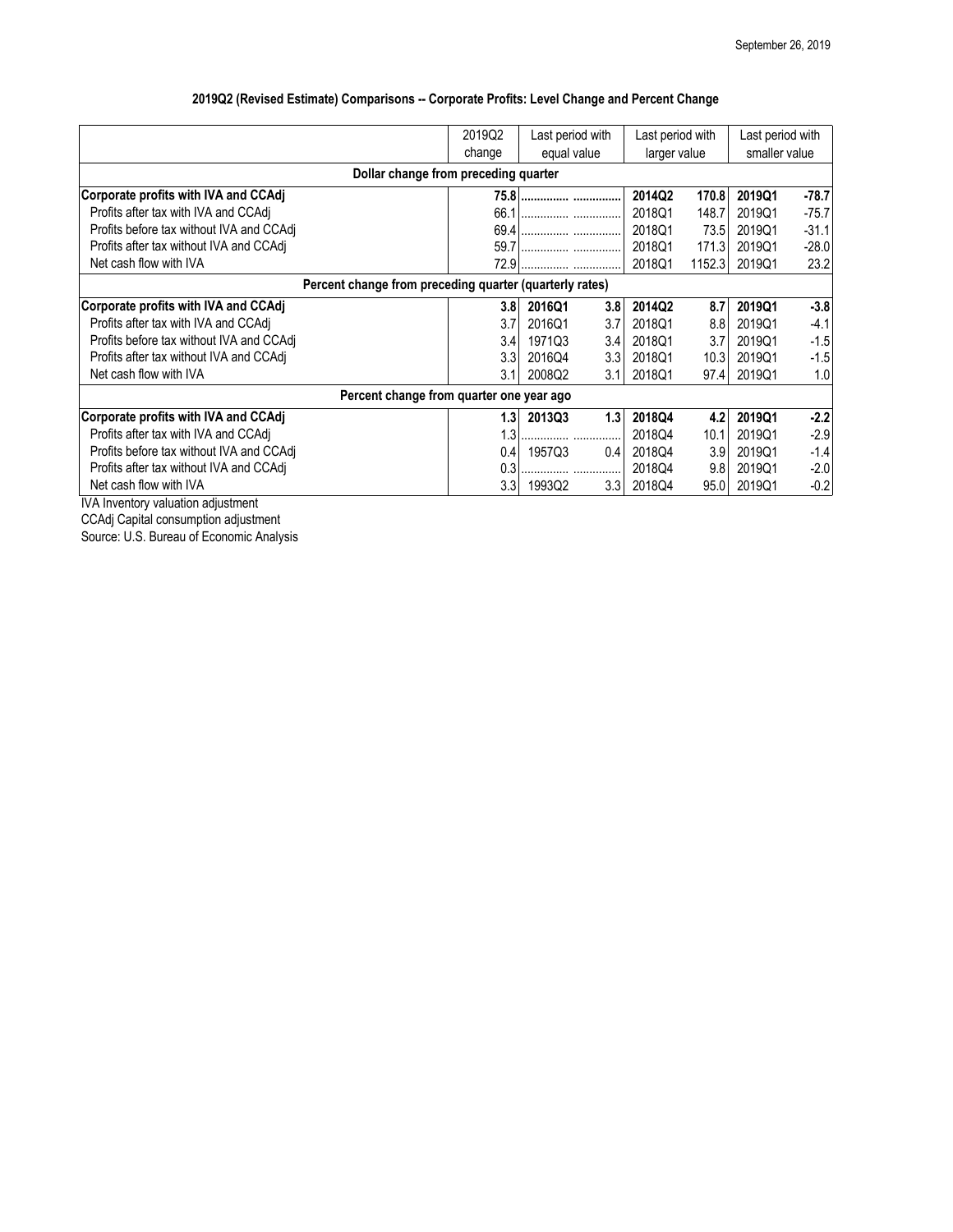September 26, 2019

## 2019Q2 (Revised Estimate) Comparisons -- Corporate Profits: Level Change and Percent Change

| | 2019Q2 change | Last period with equal value | | Last period with larger value | | Last period with smaller value | |
|---|---|---|---|---|---|---|---|
| **Dollar change from preceding quarter** | | | | | | | |
| **Corporate profits with IVA and CCAdj** | **75.8** | **...............** | **...............** | **2014Q2** | **170.8** | **2019Q1** | **-78.7** |
| Profits after tax with IVA and CCAdj | 66.1 | ............... | ............... | 2018Q1 | 148.7 | 2019Q1 | -75.7 |
| Profits before tax without IVA and CCAdj | 69.4 | ............... | ............... | 2018Q1 | 73.5 | 2019Q1 | -31.1 |
| Profits after tax without IVA and CCAdj | 59.7 | ............... | ............... | 2018Q1 | 171.3 | 2019Q1 | -28.0 |
| Net cash flow with IVA | 72.9 | ............... | ............... | 2018Q1 | 1152.3 | 2019Q1 | 23.2 |
| **Percent change from preceding quarter (quarterly rates)** | | | | | | | |
| **Corporate profits with IVA and CCAdj** | **3.8** | **2016Q1** | **3.8** | **2014Q2** | **8.7** | **2019Q1** | **-3.8** |
| Profits after tax with IVA and CCAdj | 3.7 | 2016Q1 | 3.7 | 2018Q1 | 8.8 | 2019Q1 | -4.1 |
| Profits before tax without IVA and CCAdj | 3.4 | 1971Q3 | 3.4 | 2018Q1 | 3.7 | 2019Q1 | -1.5 |
| Profits after tax without IVA and CCAdj | 3.3 | 2016Q4 | 3.3 | 2018Q1 | 10.3 | 2019Q1 | -1.5 |
| Net cash flow with IVA | 3.1 | 2008Q2 | 3.1 | 2018Q1 | 97.4 | 2019Q1 | 1.0 |
| **Percent change from quarter one year ago** | | | | | | | |
| **Corporate profits with IVA and CCAdj** | **1.3** | **2013Q3** | **1.3** | **2018Q4** | **4.2** | **2019Q1** | **-2.2** |
| Profits after tax with IVA and CCAdj | 1.3 | ............... | ............... | 2018Q4 | 10.1 | 2019Q1 | -2.9 |
| Profits before tax without IVA and CCAdj | 0.4 | 1957Q3 | 0.4 | 2018Q4 | 3.9 | 2019Q1 | -1.4 |
| Profits after tax without IVA and CCAdj | 0.3 | ............... | ............... | 2018Q4 | 9.8 | 2019Q1 | -2.0 |
| Net cash flow with IVA | 3.3 | 1993Q2 | 3.3 | 2018Q4 | 95.0 | 2019Q1 | -0.2 |

IVA Inventory valuation adjustment

CCAdj Capital consumption adjustment

Source: U.S. Bureau of Economic Analysis